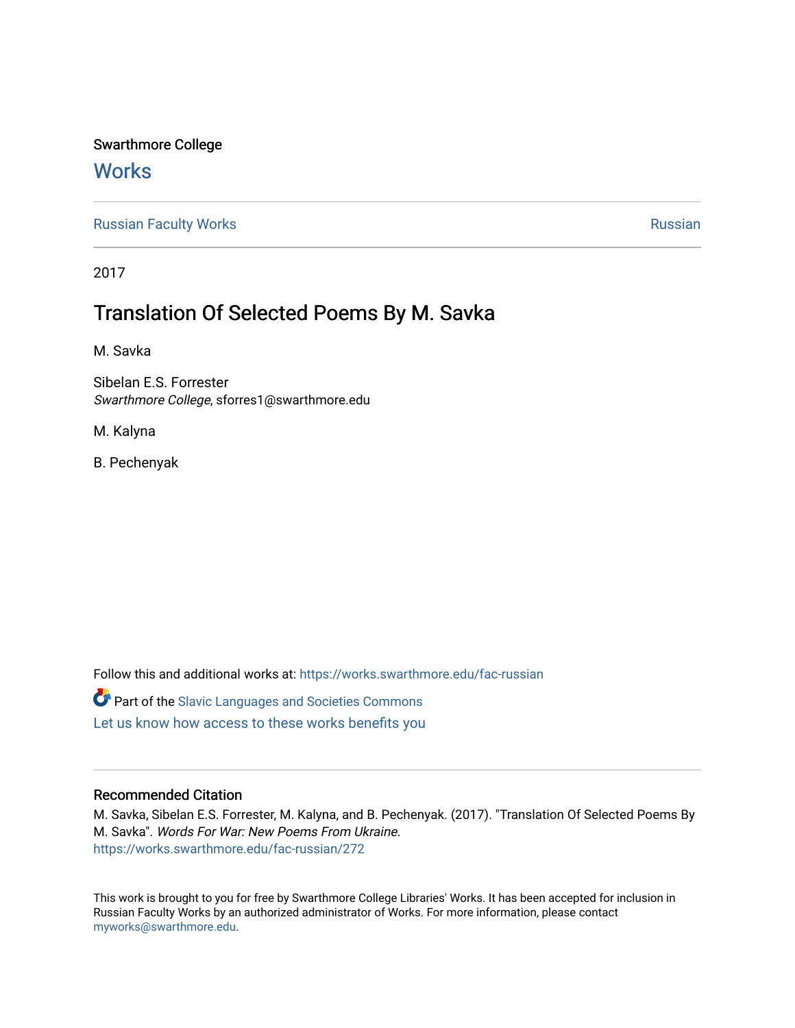Swarthmore College

# Works

Russian Faculty Works

Russian

2017

## Translation Of Selected Poems By M. Savka

M. Savka

Sibelan E.S. Forrester
*Swarthmore College*, sforres1@swarthmore.edu

M. Kalyna

B. Pechenyak

Follow this and additional works at: https://works.swarthmore.edu/fac-russian

Part of the Slavic Languages and Societies Commons

Let us know how access to these works benefits you

### Recommended Citation

M. Savka, Sibelan E.S. Forrester, M. Kalyna, and B. Pechenyak. (2017). "Translation Of Selected Poems By M. Savka". *Words For War: New Poems From Ukraine*.
https://works.swarthmore.edu/fac-russian/272

This work is brought to you for free by Swarthmore College Libraries' Works. It has been accepted for inclusion in Russian Faculty Works by an authorized administrator of Works. For more information, please contact myworks@swarthmore.edu.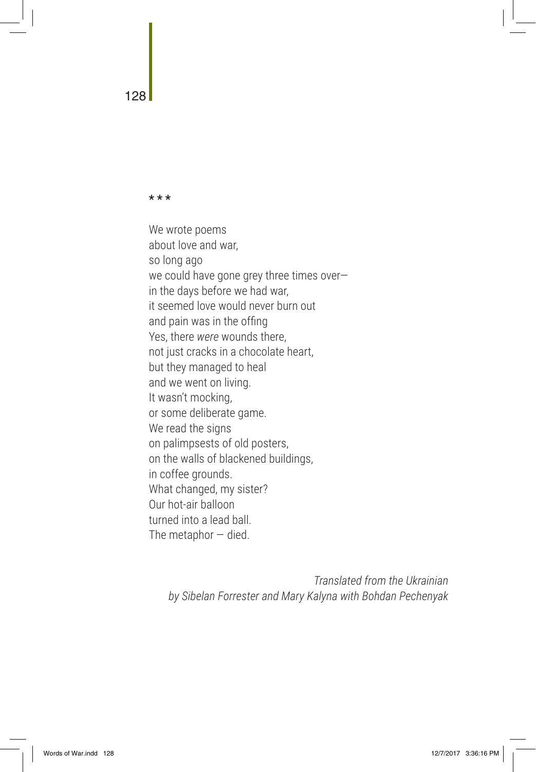\* \* \*

We wrote poems  
about love and war,  
so long ago  
we could have gone grey three times over—  
in the days before we had war,  
it seemed love would never burn out  
and pain was in the offing  
Yes, there *were* wounds there,  
not just cracks in a chocolate heart,  
but they managed to heal  
and we went on living.  
It wasn't mocking,  
or some deliberate game.  
We read the signs  
on palimpsests of old posters,  
on the walls of blackened buildings,  
in coffee grounds.  
What changed, my sister?  
Our hot-air balloon  
turned into a lead ball.  
The metaphor — died.

*Translated from the Ukrainian*  
*by Sibelan Forrester and Mary Kalyna with Bohdan Pechenyak*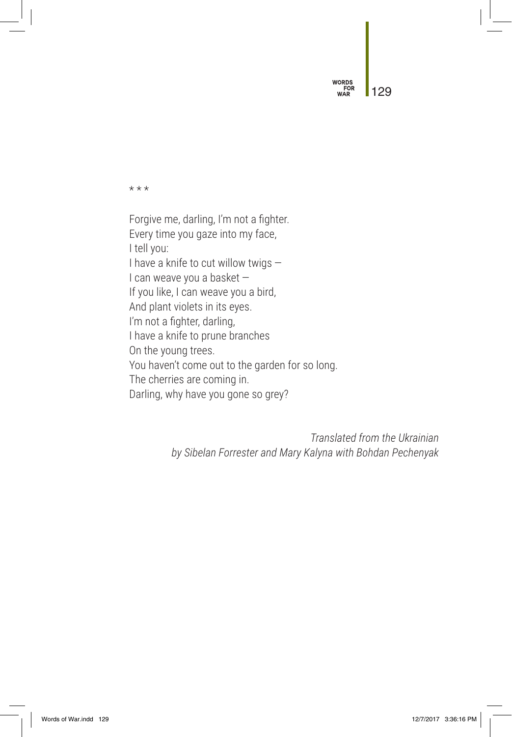\* \* \*

Forgive me, darling, I'm not a fighter.
Every time you gaze into my face,
I tell you:
I have a knife to cut willow twigs —
I can weave you a basket —
If you like, I can weave you a bird,
And plant violets in its eyes.
I'm not a fighter, darling,
I have a knife to prune branches
On the young trees.
You haven't come out to the garden for so long.
The cherries are coming in.
Darling, why have you gone so grey?

*Translated from the Ukrainian*
*by Sibelan Forrester and Mary Kalyna with Bohdan Pechenyak*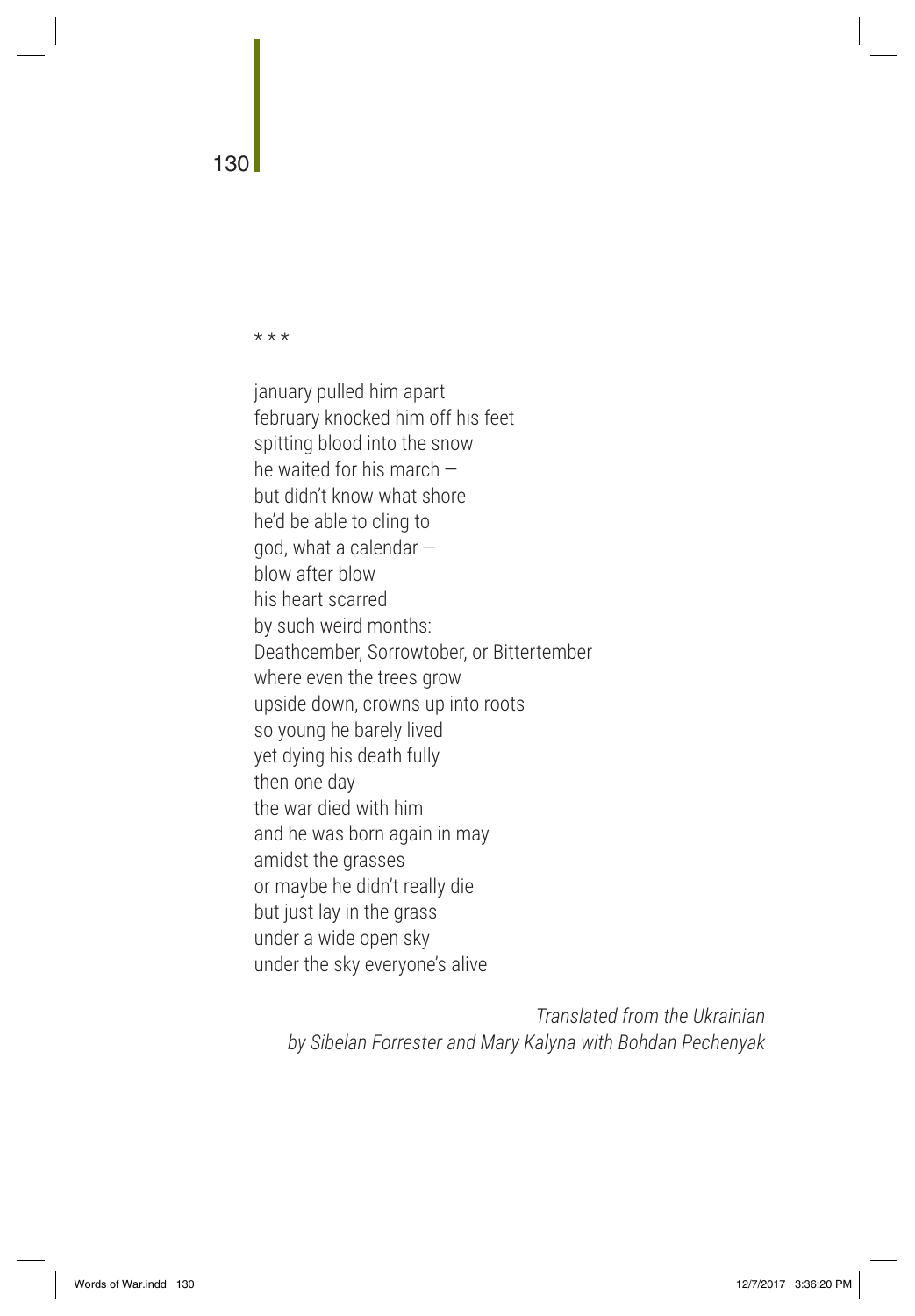\* \* \*

january pulled him apart  
february knocked him off his feet  
spitting blood into the snow  
he waited for his march —  
but didn't know what shore  
he'd be able to cling to  
god, what a calendar —  
blow after blow  
his heart scarred  
by such weird months:  
Deathcember, Sorrowtober, or Bittertember  
where even the trees grow  
upside down, crowns up into roots  
so young he barely lived  
yet dying his death fully  
then one day  
the war died with him  
and he was born again in may  
amidst the grasses  
or maybe he didn't really die  
but just lay in the grass  
under a wide open sky  
under the sky everyone's alive

*Translated from the Ukrainian*  
*by Sibelan Forrester and Mary Kalyna with Bohdan Pechenyak*